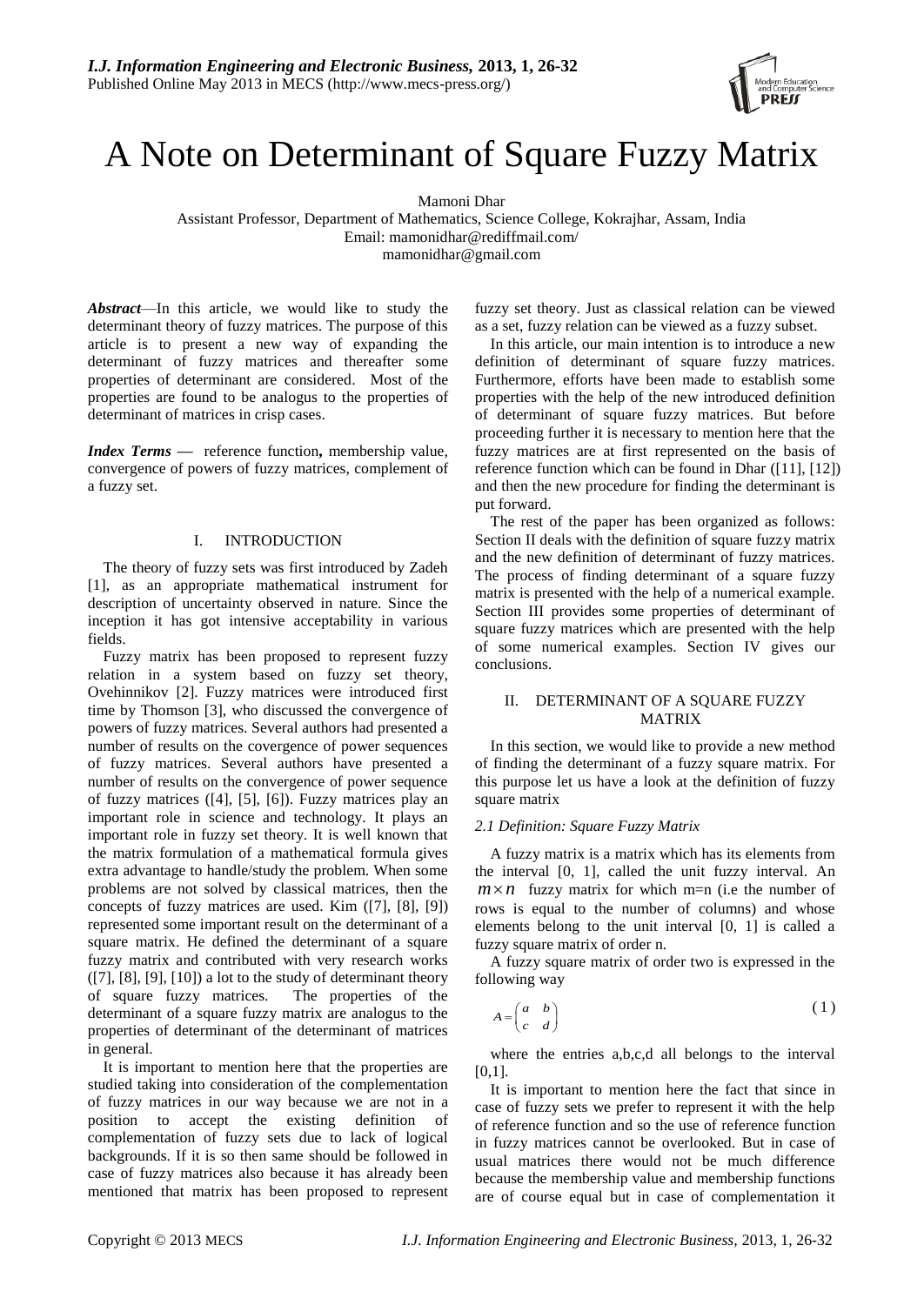# A Note on Determinant of Square Fuzzy Matrix

Mamoni Dhar

Assistant Professor, Department of Mathematics, Science College, Kokrajhar, Assam, India
Email: mamonidhar@rediffmail.com/
mamonidhar@gmail.com

***Abstract***—In this article, we would like to study the determinant theory of fuzzy matrices. The purpose of this article is to present a new way of expanding the determinant of fuzzy matrices and thereafter some properties of determinant are considered. Most of the properties are found to be analogus to the properties of determinant of matrices in crisp cases.

***Index Terms*** **—** reference function**,** membership value, convergence of powers of fuzzy matrices, complement of a fuzzy set.

## I. INTRODUCTION

The theory of fuzzy sets was first introduced by Zadeh [1], as an appropriate mathematical instrument for description of uncertainty observed in nature. Since the inception it has got intensive acceptability in various fields.

Fuzzy matrix has been proposed to represent fuzzy relation in a system based on fuzzy set theory, Ovehinnikov [2]. Fuzzy matrices were introduced first time by Thomson [3], who discussed the convergence of powers of fuzzy matrices. Several authors had presented a number of results on the covergence of power sequences of fuzzy matrices. Several authors have presented a number of results on the convergence of power sequence of fuzzy matrices ([4], [5], [6]). Fuzzy matrices play an important role in science and technology. It plays an important role in fuzzy set theory. It is well known that the matrix formulation of a mathematical formula gives extra advantage to handle/study the problem. When some problems are not solved by classical matrices, then the concepts of fuzzy matrices are used. Kim ([7], [8], [9]) represented some important result on the determinant of a square matrix. He defined the determinant of a square fuzzy matrix and contributed with very research works ([7], [8], [9], [10]) a lot to the study of determinant theory of square fuzzy matrices. The properties of the determinant of a square fuzzy matrix are analogus to the properties of determinant of the determinant of matrices in general.

It is important to mention here that the properties are studied taking into consideration of the complementation of fuzzy matrices in our way because we are not in a position to accept the existing definition of complementation of fuzzy sets due to lack of logical backgrounds. If it is so then same should be followed in case of fuzzy matrices also because it has already been mentioned that matrix has been proposed to represent fuzzy set theory. Just as classical relation can be viewed as a set, fuzzy relation can be viewed as a fuzzy subset.

In this article, our main intention is to introduce a new definition of determinant of square fuzzy matrices. Furthermore, efforts have been made to establish some properties with the help of the new introduced definition of determinant of square fuzzy matrices. But before proceeding further it is necessary to mention here that the fuzzy matrices are at first represented on the basis of reference function which can be found in Dhar ([11], [12]) and then the new procedure for finding the determinant is put forward.

The rest of the paper has been organized as follows: Section II deals with the definition of square fuzzy matrix and the new definition of determinant of fuzzy matrices. The process of finding determinant of a square fuzzy matrix is presented with the help of a numerical example. Section III provides some properties of determinant of square fuzzy matrices which are presented with the help of some numerical examples. Section IV gives our conclusions.

## II. DETERMINANT OF A SQUARE FUZZY MATRIX

In this section, we would like to provide a new method of finding the determinant of a fuzzy square matrix. For this purpose let us have a look at the definition of fuzzy square matrix

### *2.1 Definition: Square Fuzzy Matrix*

A fuzzy matrix is a matrix which has its elements from the interval [0, 1], called the unit fuzzy interval. An $m \times n$ fuzzy matrix for which m=n (i.e the number of rows is equal to the number of columns) and whose elements belong to the unit interval [0, 1] is called a fuzzy square matrix of order n.

A fuzzy square matrix of order two is expressed in the following way

$$A = \begin{pmatrix} a & b \\ c & d \end{pmatrix} \tag{1}$$

where the entries a,b,c,d all belongs to the interval [0,1].

It is important to mention here the fact that since in case of fuzzy sets we prefer to represent it with the help of reference function and so the use of reference function in fuzzy matrices cannot be overlooked. But in case of usual matrices there would not be much difference because the membership value and membership functions are of course equal but in case of complementation it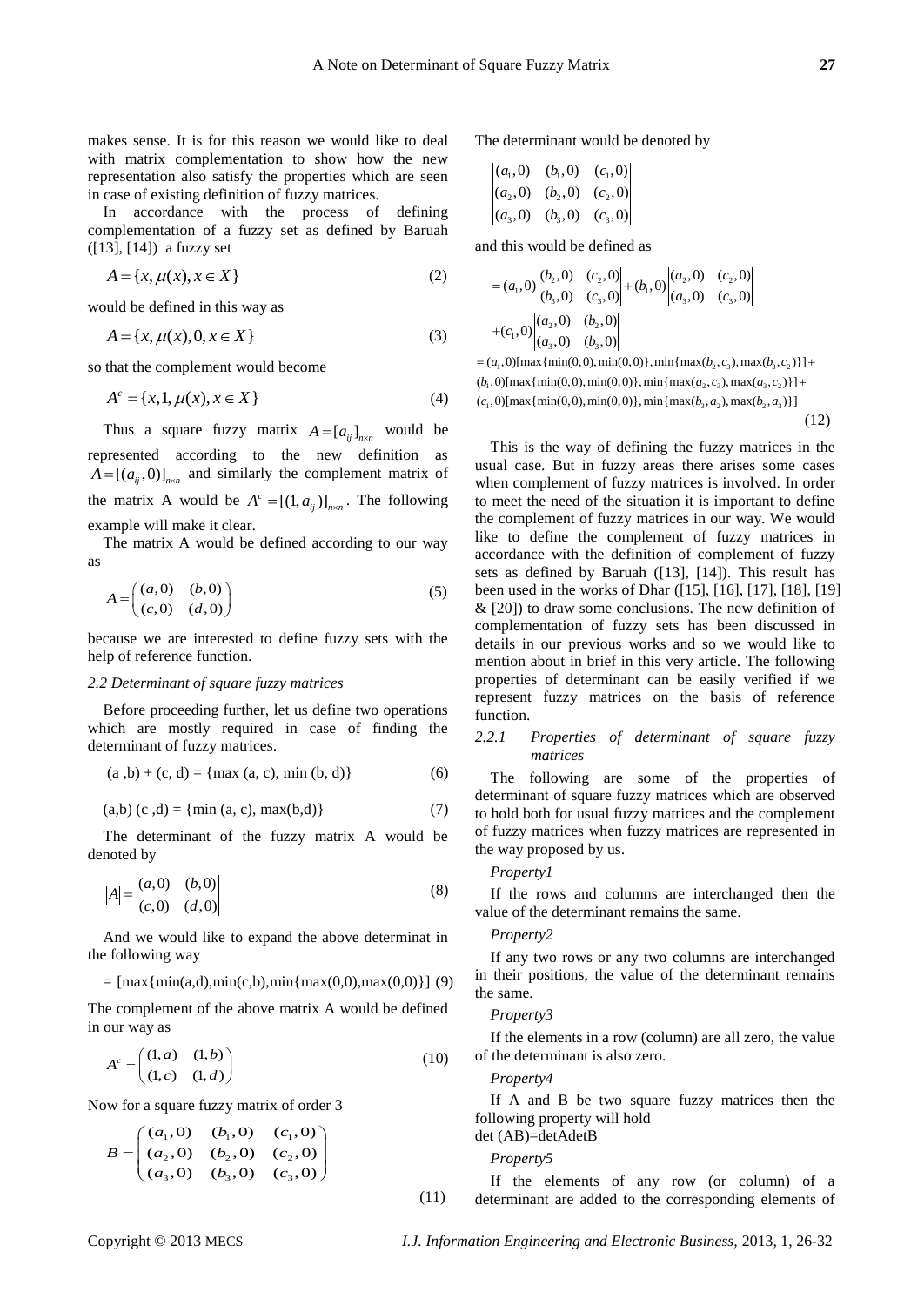makes sense. It is for this reason we would like to deal with matrix complementation to show how the new representation also satisfy the properties which are seen in case of existing definition of fuzzy matrices.

In accordance with the process of defining complementation of a fuzzy set as defined by Baruah ([13], [14]) a fuzzy set

$$A = \{x, \mu(x), x \in X\} \tag{2}$$

would be defined in this way as

$$A = \{x, \mu(x), 0, x \in X\} \tag{3}$$

so that the complement would become

$$A^c = \{x, 1, \mu(x), x \in X\} \tag{4}$$

Thus a square fuzzy matrix $A = [a_{ij}]_{n \times n}$ would be represented according to the new definition as $A = [(a_{ij}, 0)]_{n \times n}$ and similarly the complement matrix of the matrix A would be $A^c = [(1, a_{ij})]_{n \times n}$. The following example will make it clear.

The matrix A would be defined according to our way as

$$A = \begin{pmatrix} (a,0) & (b,0) \\ (c,0) & (d,0) \end{pmatrix} \tag{5}$$

because we are interested to define fuzzy sets with the help of reference function.

*2.2 Determinant of square fuzzy matrices*

Before proceeding further, let us define two operations which are mostly required in case of finding the determinant of fuzzy matrices.

$$(a, b) + (c, d) = \{\max(a, c), \min(b, d)\} \tag{6}$$

$$(a,b)\,(c,d) = \{\min(a, c), \max(b,d)\} \tag{7}$$

The determinant of the fuzzy matrix A would be denoted by

$$|A| = \begin{vmatrix} (a,0) & (b,0) \\ (c,0) & (d,0) \end{vmatrix} \tag{8}$$

And we would like to expand the above determinat in the following way

$$= [\max\{\min(a,d),\min(c,b),\min\{\max(0,0),\max(0,0)\}] \tag{9}$$

The complement of the above matrix A would be defined in our way as

$$A^c = \begin{pmatrix} (1,a) & (1,b) \\ (1,c) & (1,d) \end{pmatrix} \tag{10}$$

Now for a square fuzzy matrix of order 3

$$B = \begin{pmatrix} (a_1,0) & (b_1,0) & (c_1,0) \\ (a_2,0) & (b_2,0) & (c_2,0) \\ (a_3,0) & (b_3,0) & (c_3,0) \end{pmatrix} \tag{11}$$

The determinant would be denoted by

$$\begin{vmatrix} (a_1,0) & (b_1,0) & (c_1,0) \\ (a_2,0) & (b_2,0) & (c_2,0) \\ (a_3,0) & (b_3,0) & (c_3,0) \end{vmatrix}$$

and this would be defined as

$$\begin{aligned}
&= (a_1,0)\begin{vmatrix} (b_2,0) & (c_2,0) \\ (b_3,0) & (c_3,0) \end{vmatrix} + (b_1,0)\begin{vmatrix} (a_2,0) & (c_2,0) \\ (a_3,0) & (c_3,0) \end{vmatrix} \\
&\quad + (c_1,0)\begin{vmatrix} (a_2,0) & (b_2,0) \\ (a_3,0) & (b_3,0) \end{vmatrix} \\
&= (a_1,0)[\max\{\min(0,0),\min(0,0)\},\min\{\max(b_2,c_3),\max(b_3,c_2)\}] + \\
&\quad (b_1,0)[\max\{\min(0,0),\min(0,0)\},\min\{\max(a_2,c_3),\max(a_3,c_2)\}] + \\
&\quad (c_1,0)[\max\{\min(0,0),\min(0,0)\},\min\{\max(b_3,a_2),\max(b_2,a_3)\}]
\end{aligned} \tag{12}$$

This is the way of defining the fuzzy matrices in the usual case. But in fuzzy areas there arises some cases when complement of fuzzy matrices is involved. In order to meet the need of the situation it is important to define the complement of fuzzy matrices in our way. We would like to define the complement of fuzzy matrices in accordance with the definition of complement of fuzzy sets as defined by Baruah ([13], [14]). This result has been used in the works of Dhar ([15], [16], [17], [18], [19] & [20]) to draw some conclusions. The new definition of complementation of fuzzy sets has been discussed in details in our previous works and so we would like to mention about in brief in this very article. The following properties of determinant can be easily verified if we represent fuzzy matrices on the basis of reference function.

*2.2.1 Properties of determinant of square fuzzy matrices*

The following are some of the properties of determinant of square fuzzy matrices which are observed to hold both for usual fuzzy matrices and the complement of fuzzy matrices when fuzzy matrices are represented in the way proposed by us.

*Property1*

If the rows and columns are interchanged then the value of the determinant remains the same.

*Property2*

If any two rows or any two columns are interchanged in their positions, the value of the determinant remains the same.

*Property3*

If the elements in a row (column) are all zero, the value of the determinant is also zero.

*Property4*

If A and B be two square fuzzy matrices then the following property will hold

det (AB)=detAdetB

*Property5*

If the elements of any row (or column) of a determinant are added to the corresponding elements of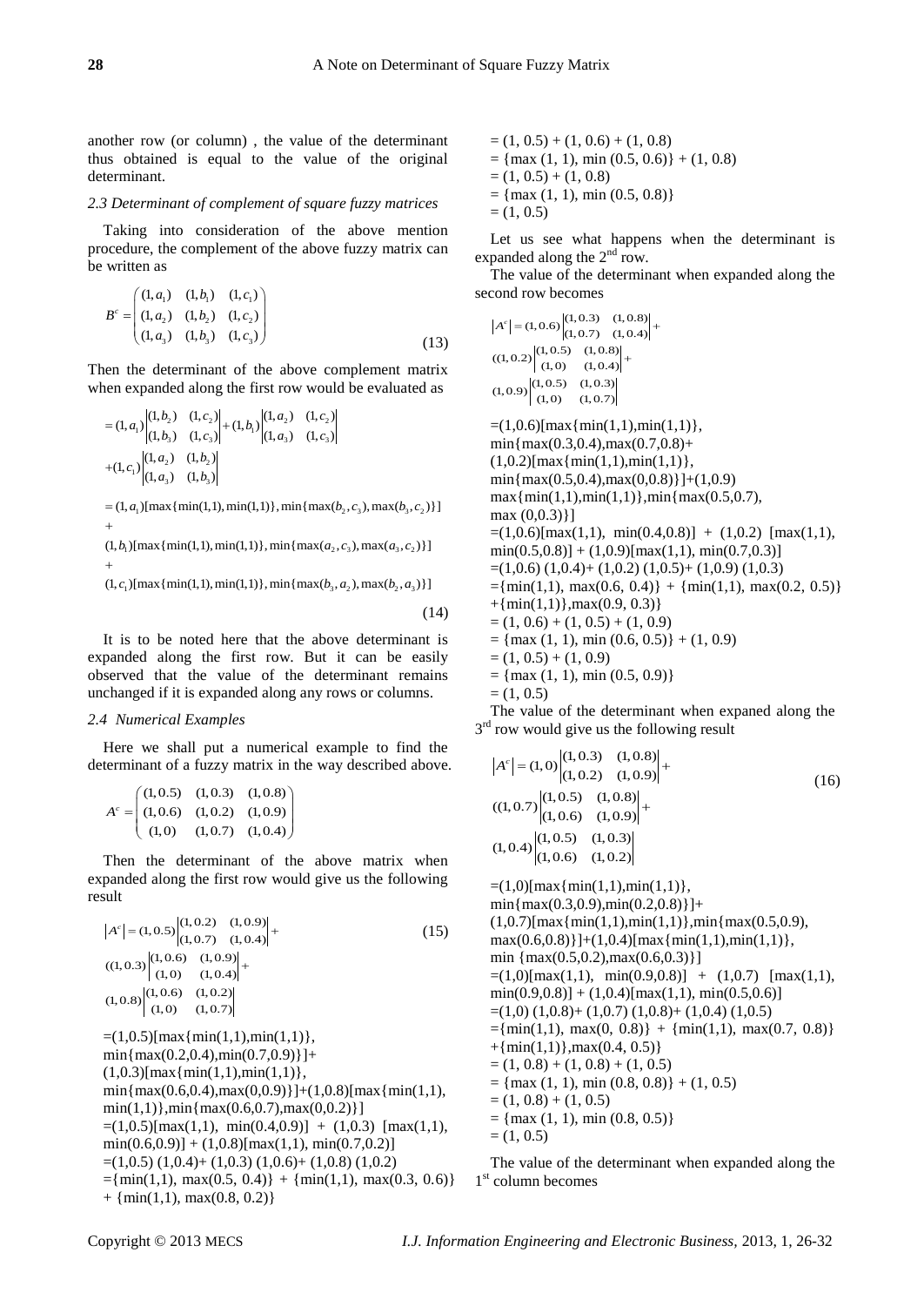another row (or column) , the value of the determinant thus obtained is equal to the value of the original determinant.

### *2.3 Determinant of complement of square fuzzy matrices*

Taking into consideration of the above mention procedure, the complement of the above fuzzy matrix can be written as

$$B^c = \begin{pmatrix} (1,a_1) & (1,b_1) & (1,c_1) \\ (1,a_2) & (1,b_2) & (1,c_2) \\ (1,a_3) & (1,b_3) & (1,c_3) \end{pmatrix} \tag{13}$$

Then the determinant of the above complement matrix when expanded along the first row would be evaluated as

$$= (1,a_1)\begin{vmatrix} (1,b_2) & (1,c_2) \\ (1,b_3) & (1,c_3) \end{vmatrix} + (1,b_1)\begin{vmatrix} (1,a_2) & (1,c_2) \\ (1,a_3) & (1,c_3) \end{vmatrix}$$
$$+ (1,c_1)\begin{vmatrix} (1,a_2) & (1,b_2) \\ (1,a_3) & (1,b_3) \end{vmatrix}$$
$$= (1,a_1)[\max\{\min(1,1),\min(1,1)\},\min\{\max(b_2,c_3),\max(b_3,c_2)\}]$$
$$+$$
$$(1,b_1)[\max\{\min(1,1),\min(1,1)\},\min\{\max(a_2,c_3),\max(a_3,c_2)\}]$$
$$+$$
$$(1,c_1)[\max\{\min(1,1),\min(1,1)\},\min\{\max(b_3,a_2),\max(b_2,a_3)\}] \tag{14}$$

It is to be noted here that the above determinant is expanded along the first row. But it can be easily observed that the value of the determinant remains unchanged if it is expanded along any rows or columns.

### *2.4 Numerical Examples*

Here we shall put a numerical example to find the determinant of a fuzzy matrix in the way described above.

$$A^c = \begin{pmatrix} (1,0.5) & (1,0.3) & (1,0.8) \\ (1,0.6) & (1,0.2) & (1,0.9) \\ (1,0) & (1,0.7) & (1,0.4) \end{pmatrix}$$

Then the determinant of the above matrix when expanded along the first row would give us the following result

$$|A^c| = (1,0.5)\begin{vmatrix} (1,0.2) & (1,0.9) \\ (1,0.7) & (1,0.4) \end{vmatrix} + \tag{15}$$
$$((1,0.3)\begin{vmatrix} (1,0.6) & (1,0.9) \\ (1,0) & (1,0.4) \end{vmatrix} +$$
$$(1,0.8)\begin{vmatrix} (1,0.6) & (1,0.2) \\ (1,0) & (1,0.7) \end{vmatrix}$$

$=(1,0.5)[\max\{\min(1,1),\min(1,1)\},$
$\min\{\max(0.2,0.4),\min(0.7,0.9)\}]+$
$(1,0.3)[\max\{\min(1,1),\min(1,1)\},$
$\min\{\max(0.6,0.4),\max(0,0.9)\}]+(1,0.8)[\max\{\min(1,1),$
$\min(1,1)\},\min\{\max(0.6,0.7),\max(0,0.2)\}]$
$=(1,0.5)[\max(1,1),\ \min(0.4,0.9)] + (1,0.3)\ [\max(1,1),$
$\min(0.6,0.9)] + (1,0.8)[\max(1,1),\ \min(0.7,0.2)]$
$=(1,0.5)\ (1,0.4)+ (1,0.3)\ (1,0.6)+ (1,0.8)\ (1,0.2)$
$=\{\min(1,1),\ \max(0.5,\ 0.4)\} + \{\min(1,1),\ \max(0.3,\ 0.6)\}$
$+ \{\min(1,1),\ \max(0.8,\ 0.2)\}$
$= (1,\ 0.5) + (1,\ 0.6) + (1,\ 0.8)$
$= \{\max\ (1,\ 1),\ \min\ (0.5,\ 0.6)\} + (1,\ 0.8)$
$= (1,\ 0.5) + (1,\ 0.8)$
$= \{\max\ (1,\ 1),\ \min\ (0.5,\ 0.8)\}$
$= (1,\ 0.5)$

Let us see what happens when the determinant is expanded along the 2nd row.

The value of the determinant when expanded along the second row becomes

$$|A^c| = (1,0.6)\begin{vmatrix} (1,0.3) & (1,0.8) \\ (1,0.7) & (1,0.4) \end{vmatrix} +$$
$$((1,0.2)\begin{vmatrix} (1,0.5) & (1,0.8) \\ (1,0) & (1,0.4) \end{vmatrix} +$$
$$(1,0.9)\begin{vmatrix} (1,0.5) & (1,0.3) \\ (1,0) & (1,0.7) \end{vmatrix}$$

$=(1,0.6)[\max\{\min(1,1),\min(1,1)\},$
$\min\{\max(0.3,0.4),\max(0.7,0.8)+$
$(1,0.2)[\max\{\min(1,1),\min(1,1)\},$
$\min\{\max(0.5,0.4),\max(0,0.8)\}]+(1,0.9)$
$\max\{\min(1,1),\min(1,1)\},\min\{\max(0.5,0.7),$
$\max\ (0,0.3)\}]$
$=(1,0.6)[\max(1,1),\ \min(0.4,0.8)] + (1,0.2)\ [\max(1,1),$
$\min(0.5,0.8)] + (1,0.9)[\max(1,1),\ \min(0.7,0.3)]$
$=(1,0.6)\ (1,0.4)+ (1,0.2)\ (1,0.5)+ (1,0.9)\ (1,0.3)$
$=\{\min(1,1),\ \max(0.6,\ 0.4)\} + \{\min(1,1),\ \max(0.2,\ 0.5)\}$
$+\{\min(1,1)\},\max(0.9,\ 0.3)\}$
$= (1,\ 0.6) + (1,\ 0.5) + (1,\ 0.9)$
$= \{\max\ (1,\ 1),\ \min\ (0.6,\ 0.5)\} + (1,\ 0.9)$
$= (1,\ 0.5) + (1,\ 0.9)$
$= \{\max\ (1,\ 1),\ \min\ (0.5,\ 0.9)\}$
$= (1,\ 0.5)$

The value of the determinant when expaned along the 3rd row would give us the following result

$$|A^c| = (1,0)\begin{vmatrix} (1,0.3) & (1,0.8) \\ (1,0.2) & (1,0.9) \end{vmatrix} + \tag{16}$$
$$((1,0.7)\begin{vmatrix} (1,0.5) & (1,0.8) \\ (1,0.6) & (1,0.9) \end{vmatrix} +$$
$$(1,0.4)\begin{vmatrix} (1,0.5) & (1,0.3) \\ (1,0.6) & (1,0.2) \end{vmatrix}$$

$=(1,0)[\max\{\min(1,1),\min(1,1)\},$
$\min\{\max(0.3,0.9),\min(0.2,0.8)\}]+$
$(1,0.7)[\max\{\min(1,1),\min(1,1)\},\min\{\max(0.5,0.9),$
$\max(0.6,0.8)\}]+(1,0.4)[\max\{\min(1,1),\min(1,1)\},$
$\min\ \{\max(0.5,0.2),\max(0.6,0.3)\}]$
$=(1,0)[\max(1,1),\ \min(0.9,0.8)] + (1,0.7)\ [\max(1,1),$
$\min(0.9,0.8)] + (1,0.4)[\max(1,1),\ \min(0.5,0.6)]$
$=(1,0)\ (1,0.8)+ (1,0.7)\ (1,0.8)+ (1,0.4)\ (1,0.5)$
$=\{\min(1,1),\ \max(0,\ 0.8)\} + \{\min(1,1),\ \max(0.7,\ 0.8)\}$
$+\{\min(1,1)\},\max(0.4,\ 0.5)\}$
$= (1,\ 0.8) + (1,\ 0.8) + (1,\ 0.5)$
$= \{\max\ (1,\ 1),\ \min\ (0.8,\ 0.8)\} + (1,\ 0.5)$
$= (1,\ 0.8) + (1,\ 0.5)$
$= \{\max\ (1,\ 1),\ \min\ (0.8,\ 0.5)\}$
$= (1,\ 0.5)$

The value of the determinant when expanded along the 1st column becomes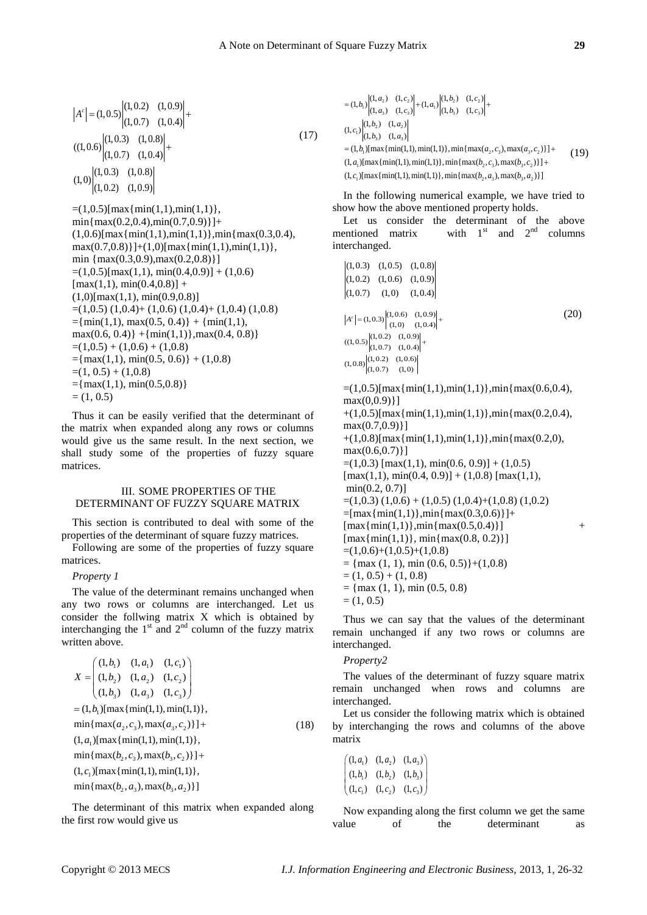$$|A^c| = (1,0.5)\begin{vmatrix}(1,0.2) & (1,0.9)\\(1,0.7) & (1,0.4)\end{vmatrix} + ((1,0.6)\begin{vmatrix}(1,0.3) & (1,0.8)\\(1,0.7) & (1,0.4)\end{vmatrix} + (1,0)\begin{vmatrix}(1,0.3) & (1,0.8)\\(1,0.2) & (1,0.9)\end{vmatrix} \tag{17}$$

$=(1,0.5)[\max\{\min(1,1),\min(1,1)\},$
$\min\{\max(0.2,0.4),\min(0.7,0.9)\}]+$
$(1,0.6)[\max\{\min(1,1),\min(1,1)\},\min\{\max(0.3,0.4),$
$\max(0.7,0.8)\}]+(1,0)[\max\{\min(1,1),\min(1,1)\},$
$\min\{\max(0.3,0.9),\max(0.2,0.8)\}]$
$=(1,0.5)[\max(1,1), \min(0.4,0.9)] + (1,0.6)$
$[\max(1,1), \min(0.4,0.8)] +$
$(1,0)[\max(1,1), \min(0.9,0.8)]$
$=(1,0.5)\ (1,0.4)+ (1,0.6)\ (1,0.4)+ (1,0.4)\ (1,0.8)$
$=\{\min(1,1), \max(0.5, 0.4)\} + \{\min(1,1),$
$\max(0.6, 0.4)\} +\{\min(1,1)\},\max(0.4, 0.8)\}$
$=(1,0.5) + (1,0.6) + (1,0.8)$
$=\{\max(1,1), \min(0.5, 0.6)\} + (1,0.8)$
$=(1, 0.5) + (1,0.8)$
$=\{\max(1,1), \min(0.5,0.8)\}$
$= (1, 0.5)$

Thus it can be easily verified that the determinant of the matrix when expanded along any rows or columns would give us the same result. In the next section, we shall study some of the properties of fuzzy square matrices.

## III. SOME PROPERTIES OF THE DETERMINANT OF FUZZY SQUARE MATRIX

This section is contributed to deal with some of the properties of the determinant of square fuzzy matrices.

Following are some of the properties of fuzzy square matrices.

*Property 1*

The value of the determinant remains unchanged when any two rows or columns are interchanged. Let us consider the follwing matrix X which is obtained by interchanging the 1st and 2nd column of the fuzzy matrix written above.

$$X = \begin{pmatrix}(1,b_1) & (1,a_1) & (1,c_1)\\(1,b_2) & (1,a_2) & (1,c_2)\\(1,b_3) & (1,a_3) & (1,c_3)\end{pmatrix}$$

$$\begin{aligned}&= (1,b_1)[\max\{\min(1,1),\min(1,1)\},\\&\min\{\max(a_2,c_3),\max(a_3,c_2)\}]+\\&(1,a_1)[\max\{\min(1,1),\min(1,1)\},\\&\min\{\max(b_2,c_3),\max(b_3,c_2)\}]+\\&(1,c_1)[\max\{\min(1,1),\min(1,1)\},\\&\min\{\max(b_2,a_3),\max(b_3,a_2)\}]\end{aligned} \tag{18}$$

The determinant of this matrix when expanded along the first row would give us

$$\begin{aligned}&= (1,b_1)\begin{vmatrix}(1,a_2) & (1,c_2)\\(1,a_3) & (1,c_3)\end{vmatrix} + (1,a_1)\begin{vmatrix}(1,b_2) & (1,c_2)\\(1,b_3) & (1,c_3)\end{vmatrix} +\\&(1,c_1)\begin{vmatrix}(1,b_2) & (1,a_2)\\(1,b_3) & (1,a_3)\end{vmatrix}\\&= (1,b_1)[\max\{\min(1,1),\min(1,1)\},\min\{\max(a_2,c_3),\max(a_3,c_2)\}]+\\&(1,a_1)[\max\{\min(1,1),\min(1,1)\},\min\{\max(b_2,c_3),\max(b_3,c_2)\}]+\\&(1,c_1)[\max\{\min(1,1),\min(1,1)\},\min\{\max(b_2,a_3),\max(b_3,a_2)\}]\end{aligned} \tag{19}$$

In the following numerical example, we have tried to show how the above mentioned property holds.

Let us consider the determinant of the above mentioned matrix with 1st and 2nd columns interchanged.

$$\begin{vmatrix}(1,0.3) & (1,0.5) & (1,0.8)\\(1,0.2) & (1,0.6) & (1,0.9)\\(1,0.7) & (1,0) & (1,0.4)\end{vmatrix}$$

$$|A'| = (1,0.3)\begin{vmatrix}(1,0.6) & (1,0.9)\\(1,0) & (1,0.4)\end{vmatrix} + ((1,0.5)\begin{vmatrix}(1,0.2) & (1,0.9)\\(1,0.7) & (1,0.4)\end{vmatrix} + (1,0.8)\begin{vmatrix}(1,0.2) & (1,0.6)\\(1,0.7) & (1,0)\end{vmatrix} \tag{20}$$

$=(1,0.5)[\max\{\min(1,1),\min(1,1)\},\min\{\max(0.6,0.4),$
$\max(0,0.9)\}]$
$+(1,0.5)[\max\{\min(1,1),\min(1,1)\},\min\{\max(0.2,0.4),$
$\max(0.7,0.9)\}]$
$+(1,0.8)[\max\{\min(1,1),\min(1,1)\},\min\{\max(0.2,0),$
$\max(0.6,0.7)\}]$
$=(1,0.3)\ [\max(1,1), \min(0.6, 0.9)] + (1,0.5)$
$[\max(1,1), \min(0.4, 0.9)] + (1,0.8)\ [\max(1,1),$
$\min(0.2, 0.7)]$
$=(1,0.3)\ (1,0.6) + (1,0.5)\ (1,0.4)+(1,0.8)\ (1,0.2)$
$=[\max\{\min(1,1)\},\min\{\max(0.3,0.6)\}]+$
$[\max\{\min(1,1)\},\min\{\max(0.5,0.4)\}]$ +
$[\max\{\min(1,1)\}, \min\{\max(0.8, 0.2)\}]$
$=(1,0.6)+(1,0.5)+(1,0.8)$
$= \{\max(1, 1), \min(0.6, 0.5)\}+(1,0.8)$
$= (1, 0.5) + (1, 0.8)$
$= \{\max(1, 1), \min(0.5, 0.8)$
$= (1, 0.5)$

Thus we can say that the values of the determinant remain unchanged if any two rows or columns are interchanged.

*Property2*

The values of the determinant of fuzzy square matrix remain unchanged when rows and columns are interchanged.

Let us consider the following matrix which is obtained by interchanging the rows and columns of the above matrix

$$\begin{pmatrix}(1,a_1) & (1,a_2) & (1,a_3)\\(1,b_1) & (1,b_2) & (1,b_3)\\(1,c_1) & (1,c_2) & (1,c_3)\end{pmatrix}$$

Now expanding along the first column we get the same value of the determinant as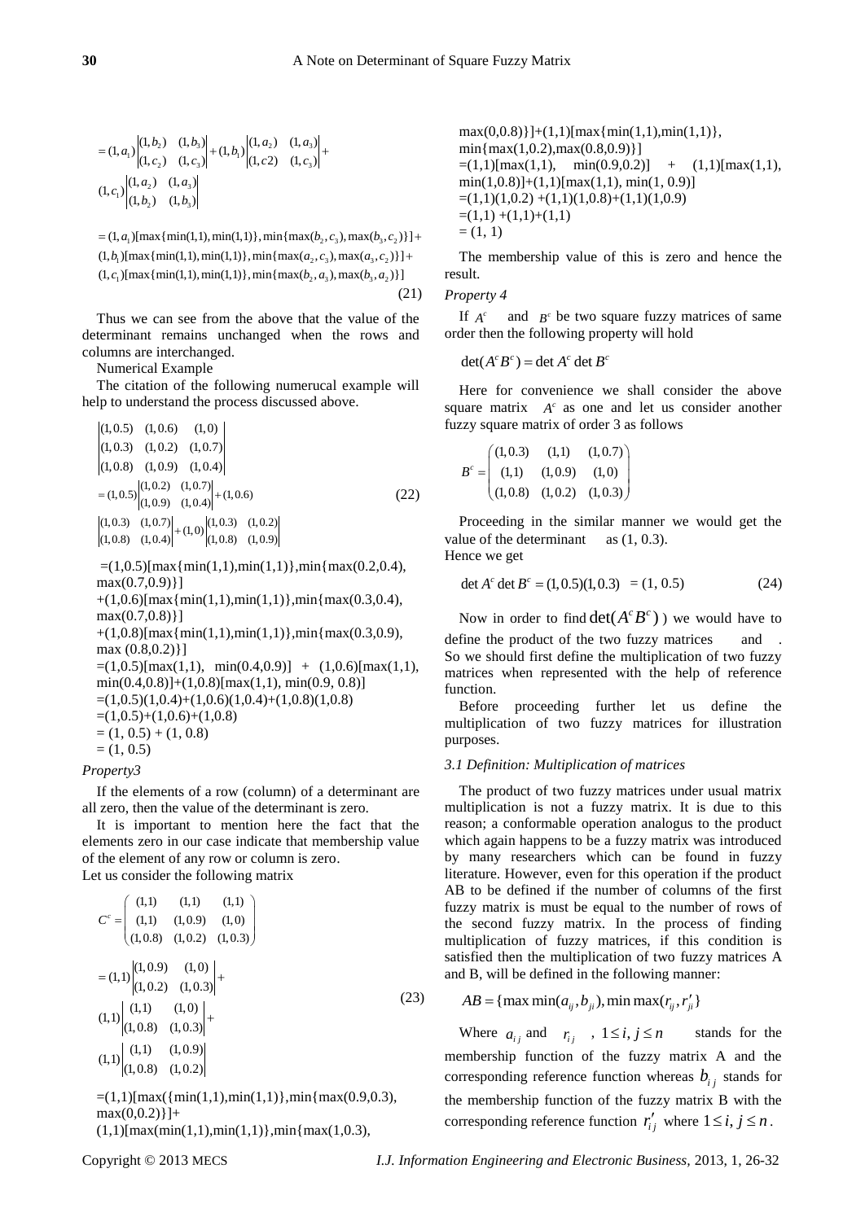$$= (1,a_1)\begin{vmatrix}(1,b_2) & (1,b_3)\\(1,c_2) & (1,c_3)\end{vmatrix} + (1,b_1)\begin{vmatrix}(1,a_2) & (1,a_3)\\(1,c2) & (1,c_3)\end{vmatrix} + (1,c_1)\begin{vmatrix}(1,a_2) & (1,a_3)\\(1,b_2) & (1,b_3)\end{vmatrix}$$

$$= (1,a_1)[\max\{\min(1,1),\min(1,1)\},\min\{\max(b_2,c_3),\max(b_3,c_2)\}] + (1,b_1)[\max\{\min(1,1),\min(1,1)\},\min\{\max(a_2,c_3),\max(a_3,c_2)\}] + (1,c_1)[\max\{\min(1,1),\min(1,1)\},\min\{\max(b_2,a_3),\max(b_3,a_2)\}] \quad (21)$$

Thus we can see from the above that the value of the determinant remains unchanged when the rows and columns are interchanged.

Numerical Example

The citation of the following numerucal example will help to understand the process discussed above.

$$\begin{vmatrix}(1,0.5) & (1,0.6) & (1,0)\\(1,0.3) & (1,0.2) & (1,0.7)\\(1,0.8) & (1,0.9) & (1,0.4)\end{vmatrix}$$

$$= (1,0.5)\begin{vmatrix}(1,0.2) & (1,0.7)\\(1,0.9) & (1,0.4)\end{vmatrix} + (1,0.6)\begin{vmatrix}(1,0.3) & (1,0.7)\\(1,0.8) & (1,0.4)\end{vmatrix} + (1,0)\begin{vmatrix}(1,0.3) & (1,0.2)\\(1,0.8) & (1,0.9)\end{vmatrix} \quad (22)$$

=(1,0.5)[max{min(1,1),min(1,1)},min{max(0.2,0.4), max(0.7,0.9)}]
+(1,0.6)[max{min(1,1),min(1,1)},min{max(0.3,0.4), max(0.7,0.8)}]
+(1,0.8)[max{min(1,1),min(1,1)},min{max(0.3,0.9), max (0.8,0.2)}]
=(1,0.5)[max(1,1), min(0.4,0.9)] + (1,0.6)[max(1,1), min(0.4,0.8)]+(1,0.8)[max(1,1), min(0.9, 0.8)]
=(1,0.5)(1,0.4)+(1,0.6)(1,0.4)+(1,0.8)(1,0.8)
=(1,0.5)+(1,0.6)+(1,0.8)
= (1, 0.5) + (1, 0.8)
= (1, 0.5)

*Property3*

If the elements of a row (column) of a determinant are all zero, then the value of the determinant is zero.

It is important to mention here the fact that the elements zero in our case indicate that membership value of the element of any row or column is zero.

Let us consider the following matrix

$$C^c = \begin{pmatrix}(1,1) & (1,1) & (1,1)\\(1,1) & (1,0.9) & (1,0)\\(1,0.8) & (1,0.2) & (1,0.3)\end{pmatrix}$$

$$= (1,1)\begin{vmatrix}(1,0.9) & (1,0)\\(1,0.2) & (1,0.3)\end{vmatrix} + (1,1)\begin{vmatrix}(1,1) & (1,0)\\(1,0.8) & (1,0.3)\end{vmatrix} + (1,1)\begin{vmatrix}(1,1) & (1,0.9)\\(1,0.8) & (1,0.2)\end{vmatrix} \quad (23)$$

=(1,1)[max({min(1,1),min(1,1)},min{max(0.9,0.3), max(0,0.2)}]+
(1,1)[max(min(1,1),min(1,1)},min{max(1,0.3), max(0,0.8)}]+(1,1)[max{min(1,1),min(1,1)}, min{max(1,0.2),max(0.8,0.9)}]
=(1,1)[max(1,1), min(0.9,0.2)] + (1,1)[max(1,1), min(1,0.8)]+(1,1)[max(1,1), min(1, 0.9)]
=(1,1)(1,0.2) +(1,1)(1,0.8)+(1,1)(1,0.9)
=(1,1) +(1,1)+(1,1)
= (1, 1)

The membership value of this is zero and hence the result.

*Property 4*

If $A^c$ and $B^c$ be two square fuzzy matrices of same order then the following property will hold

$$\det(A^c B^c) = \det A^c \det B^c$$

Here for convenience we shall consider the above square matrix $A^c$ as one and let us consider another fuzzy square matrix of order 3 as follows

$$B^c = \begin{pmatrix}(1,0.3) & (1,1) & (1,0.7)\\(1,1) & (1,0.9) & (1,0)\\(1,0.8) & (1,0.2) & (1,0.3)\end{pmatrix}$$

Proceeding in the similar manner we would get the value of the determinant as (1, 0.3).

Hence we get

$$\det A^c \det B^c = (1,0.5)(1,0.3) = (1,\, 0.5) \quad (24)$$

Now in order to find $\det(A^c B^c)$ ) we would have to define the product of the two fuzzy matrices and . So we should first define the multiplication of two fuzzy matrices when represented with the help of reference function.

Before proceeding further let us define the multiplication of two fuzzy matrices for illustration purposes.

### *3.1 Definition: Multiplication of matrices*

The product of two fuzzy matrices under usual matrix multiplication is not a fuzzy matrix. It is due to this reason; a conformable operation analogus to the product which again happens to be a fuzzy matrix was introduced by many researchers which can be found in fuzzy literature. However, even for this operation if the product AB to be defined if the number of columns of the first fuzzy matrix is must be equal to the number of rows of the second fuzzy matrix. In the process of finding multiplication of fuzzy matrices, if this condition is satisfied then the multiplication of two fuzzy matrices A and B, will be defined in the following manner:

$$AB = \{\max\min(a_{ij}, b_{ji}), \min\max(r_{ij}, r'_{ji}\}$$

Where $a_{ij}$ and $r_{ij}$ , $1 \le i, j \le n$ stands for the membership function of the fuzzy matrix A and the corresponding reference function whereas $b_{ij}$ stands for the membership function of the fuzzy matrix B with the corresponding reference function $r'_{ij}$ where $1 \le i, j \le n$.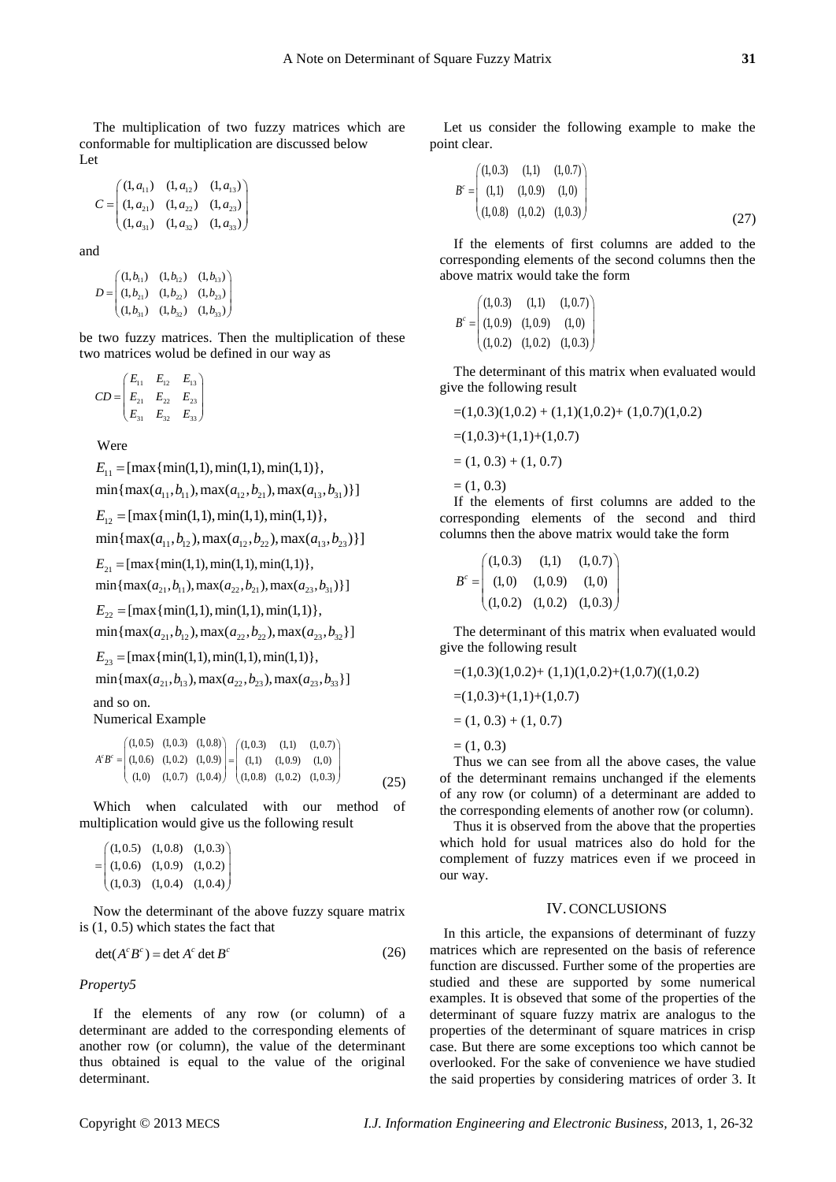The multiplication of two fuzzy matrices which are conformable for multiplication are discussed below

Let

$$C = \begin{pmatrix} (1, a_{11}) & (1, a_{12}) & (1, a_{13}) \\ (1, a_{21}) & (1, a_{22}) & (1, a_{23}) \\ (1, a_{31}) & (1, a_{32}) & (1, a_{33}) \end{pmatrix}$$

and

$$D = \begin{pmatrix} (1, b_{11}) & (1, b_{12}) & (1, b_{13}) \\ (1, b_{21}) & (1, b_{22}) & (1, b_{23}) \\ (1, b_{31}) & (1, b_{32}) & (1, b_{33}) \end{pmatrix}$$

be two fuzzy matrices. Then the multiplication of these two matrices wolud be defined in our way as

$$CD = \begin{pmatrix} E_{11} & E_{12} & E_{13} \\ E_{21} & E_{22} & E_{23} \\ E_{31} & E_{32} & E_{33} \end{pmatrix}$$

Were

$$E_{11} = [\max\{\min(1,1), \min(1,1), \min(1,1)\},$$
$$\min\{\max(a_{11}, b_{11}), \max(a_{12}, b_{21}), \max(a_{13}, b_{31})\}]$$
$$E_{12} = [\max\{\min(1,1), \min(1,1), \min(1,1)\},$$
$$\min\{\max(a_{11}, b_{12}), \max(a_{12}, b_{22}), \max(a_{13}, b_{23})\}]$$
$$E_{21} = [\max\{\min(1,1), \min(1,1), \min(1,1)\},$$
$$\min\{\max(a_{21}, b_{11}), \max(a_{22}, b_{21}), \max(a_{23}, b_{31})\}]$$
$$E_{22} = [\max\{\min(1,1), \min(1,1), \min(1,1)\},$$
$$\min\{\max(a_{21}, b_{12}), \max(a_{22}, b_{22}), \max(a_{23}, b_{32}\}]$$
$$E_{23} = [\max\{\min(1,1), \min(1,1), \min(1,1)\},$$
$$\min\{\max(a_{21}, b_{13}), \max(a_{22}, b_{23}), \max(a_{23}, b_{33}\}]$$

and so on.

Numerical Example

$$A^c B^c = \begin{pmatrix} (1, 0.5) & (1, 0.3) & (1, 0.8) \\ (1, 0.6) & (1, 0.2) & (1, 0.9) \\ (1, 0) & (1, 0.7) & (1, 0.4) \end{pmatrix} = \begin{pmatrix} (1, 0.3) & (1, 1) & (1, 0.7) \\ (1, 1) & (1, 0.9) & (1, 0) \\ (1, 0.8) & (1, 0.2) & (1, 0.3) \end{pmatrix} \tag{25}$$

Which when calculated with our method of multiplication would give us the following result

$$= \begin{pmatrix} (1, 0.5) & (1, 0.8) & (1, 0.3) \\ (1, 0.6) & (1, 0.9) & (1, 0.2) \\ (1, 0.3) & (1, 0.4) & (1, 0.4) \end{pmatrix}$$

Now the determinant of the above fuzzy square matrix is (1, 0.5) which states the fact that

$$\det(A^c B^c) = \det A^c \det B^c \tag{26}$$

*Property5*

If the elements of any row (or column) of a determinant are added to the corresponding elements of another row (or column), the value of the determinant thus obtained is equal to the value of the original determinant.

Let us consider the following example to make the point clear.

$$B^c = \begin{pmatrix} (1, 0.3) & (1, 1) & (1, 0.7) \\ (1, 1) & (1, 0.9) & (1, 0) \\ (1, 0.8) & (1, 0.2) & (1, 0.3) \end{pmatrix} \tag{27}$$

If the elements of first columns are added to the corresponding elements of the second columns then the above matrix would take the form

$$B^c = \begin{pmatrix} (1, 0.3) & (1, 1) & (1, 0.7) \\ (1, 0.9) & (1, 0.9) & (1, 0) \\ (1, 0.2) & (1, 0.2) & (1, 0.3) \end{pmatrix}$$

The determinant of this matrix when evaluated would give the following result

=(1,0.3)(1,0.2) + (1,1)(1,0.2)+ (1,0.7)(1,0.2)

=(1,0.3)+(1,1)+(1,0.7)

= (1, 0.3) + (1, 0.7)

= (1, 0.3)

If the elements of first columns are added to the corresponding elements of the second and third columns then the above matrix would take the form

$$B^c = \begin{pmatrix} (1, 0.3) & (1, 1) & (1, 0.7) \\ (1, 0) & (1, 0.9) & (1, 0) \\ (1, 0.2) & (1, 0.2) & (1, 0.3) \end{pmatrix}$$

The determinant of this matrix when evaluated would give the following result

=(1,0.3)(1,0.2)+ (1,1)(1,0.2)+(1,0.7)((1,0.2)

=(1,0.3)+(1,1)+(1,0.7)

= (1, 0.3) + (1, 0.7)

= (1, 0.3)

Thus we can see from all the above cases, the value of the determinant remains unchanged if the elements of any row (or column) of a determinant are added to the corresponding elements of another row (or column).

Thus it is observed from the above that the properties which hold for usual matrices also do hold for the complement of fuzzy matrices even if we proceed in our way.

## IV. CONCLUSIONS

In this article, the expansions of determinant of fuzzy matrices which are represented on the basis of reference function are discussed. Further some of the properties are studied and these are supported by some numerical examples. It is obseved that some of the properties of the determinant of square fuzzy matrix are analogus to the properties of the determinant of square matrices in crisp case. But there are some exceptions too which cannot be overlooked. For the sake of convenience we have studied the said properties by considering matrices of order 3. It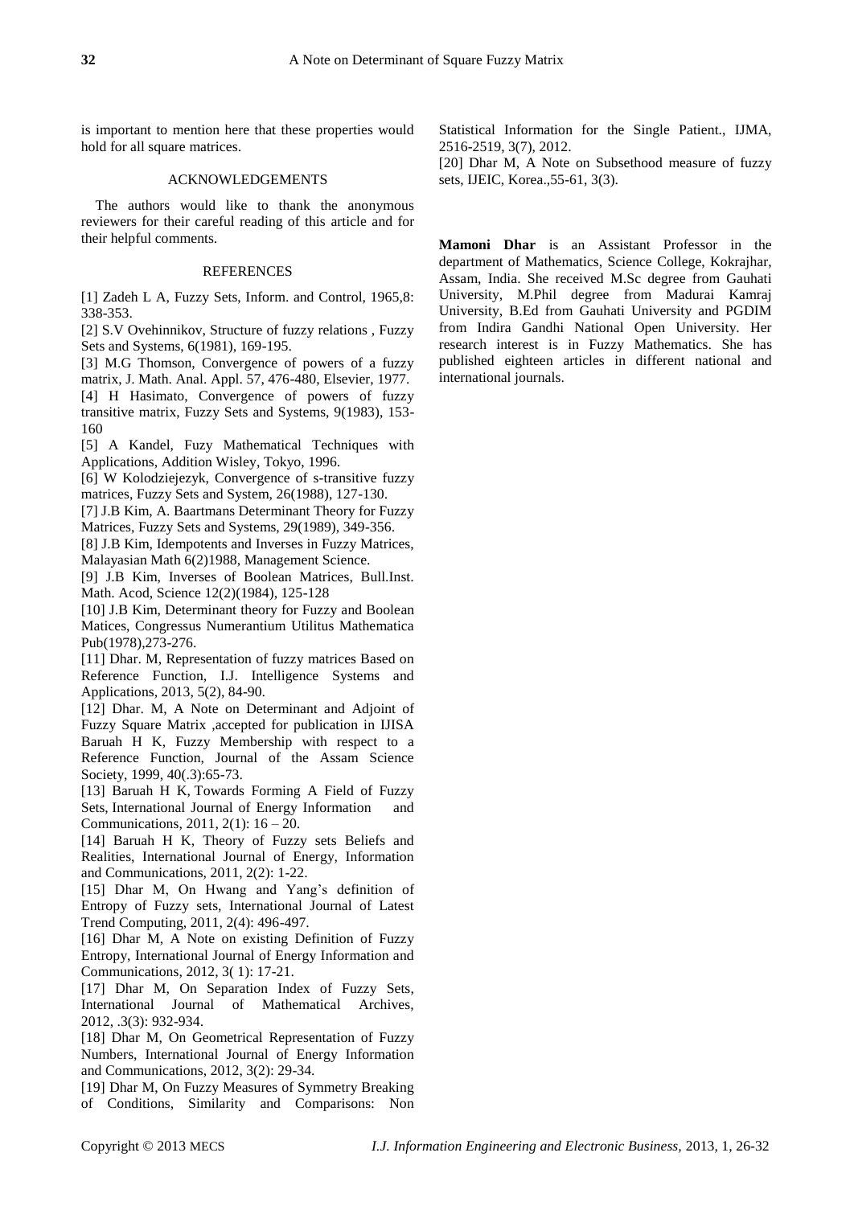is important to mention here that these properties would hold for all square matrices.

## ACKNOWLEDGEMENTS

The authors would like to thank the anonymous reviewers for their careful reading of this article and for their helpful comments.

## REFERENCES

[1] Zadeh L A, Fuzzy Sets, Inform. and Control, 1965,8: 338-353.

[2] S.V Ovehinnikov, Structure of fuzzy relations , Fuzzy Sets and Systems, 6(1981), 169-195.

[3] M.G Thomson, Convergence of powers of a fuzzy matrix, J. Math. Anal. Appl. 57, 476-480, Elsevier, 1977.

[4] H Hasimato, Convergence of powers of fuzzy transitive matrix, Fuzzy Sets and Systems, 9(1983), 153-160

[5] A Kandel, Fuzy Mathematical Techniques with Applications, Addition Wisley, Tokyo, 1996.

[6] W Kolodziejezyk, Convergence of s-transitive fuzzy matrices, Fuzzy Sets and System, 26(1988), 127-130.

[7] J.B Kim, A. Baartmans Determinant Theory for Fuzzy Matrices, Fuzzy Sets and Systems, 29(1989), 349-356.

[8] J.B Kim, Idempotents and Inverses in Fuzzy Matrices, Malayasian Math 6(2)1988, Management Science.

[9] J.B Kim, Inverses of Boolean Matrices, Bull.Inst. Math. Acod, Science 12(2)(1984), 125-128

[10] J.B Kim, Determinant theory for Fuzzy and Boolean Matices, Congressus Numerantium Utilitus Mathematica Pub(1978),273-276.

[11] Dhar. M, Representation of fuzzy matrices Based on Reference Function, I.J. Intelligence Systems and Applications, 2013, 5(2), 84-90.

[12] Dhar. M, A Note on Determinant and Adjoint of Fuzzy Square Matrix ,accepted for publication in IJISA Baruah H K, Fuzzy Membership with respect to a Reference Function, Journal of the Assam Science Society, 1999, 40(.3):65-73.

[13] Baruah H K, Towards Forming A Field of Fuzzy Sets, International Journal of Energy Information and Communications, 2011, 2(1): 16 – 20.

[14] Baruah H K, Theory of Fuzzy sets Beliefs and Realities, International Journal of Energy, Information and Communications, 2011, 2(2): 1-22.

[15] Dhar M, On Hwang and Yang's definition of Entropy of Fuzzy sets, International Journal of Latest Trend Computing, 2011, 2(4): 496-497.

[16] Dhar M, A Note on existing Definition of Fuzzy Entropy, International Journal of Energy Information and Communications, 2012, 3( 1): 17-21.

[17] Dhar M, On Separation Index of Fuzzy Sets, International Journal of Mathematical Archives, 2012, .3(3): 932-934.

[18] Dhar M, On Geometrical Representation of Fuzzy Numbers, International Journal of Energy Information and Communications, 2012, 3(2): 29-34.

[19] Dhar M, On Fuzzy Measures of Symmetry Breaking of Conditions, Similarity and Comparisons: Non Statistical Information for the Single Patient., IJMA, 2516-2519, 3(7), 2012.

[20] Dhar M, A Note on Subsethood measure of fuzzy sets, IJEIC, Korea.,55-61, 3(3).

**Mamoni Dhar** is an Assistant Professor in the department of Mathematics, Science College, Kokrajhar, Assam, India. She received M.Sc degree from Gauhati University, M.Phil degree from Madurai Kamraj University, B.Ed from Gauhati University and PGDIM from Indira Gandhi National Open University. Her research interest is in Fuzzy Mathematics. She has published eighteen articles in different national and international journals.